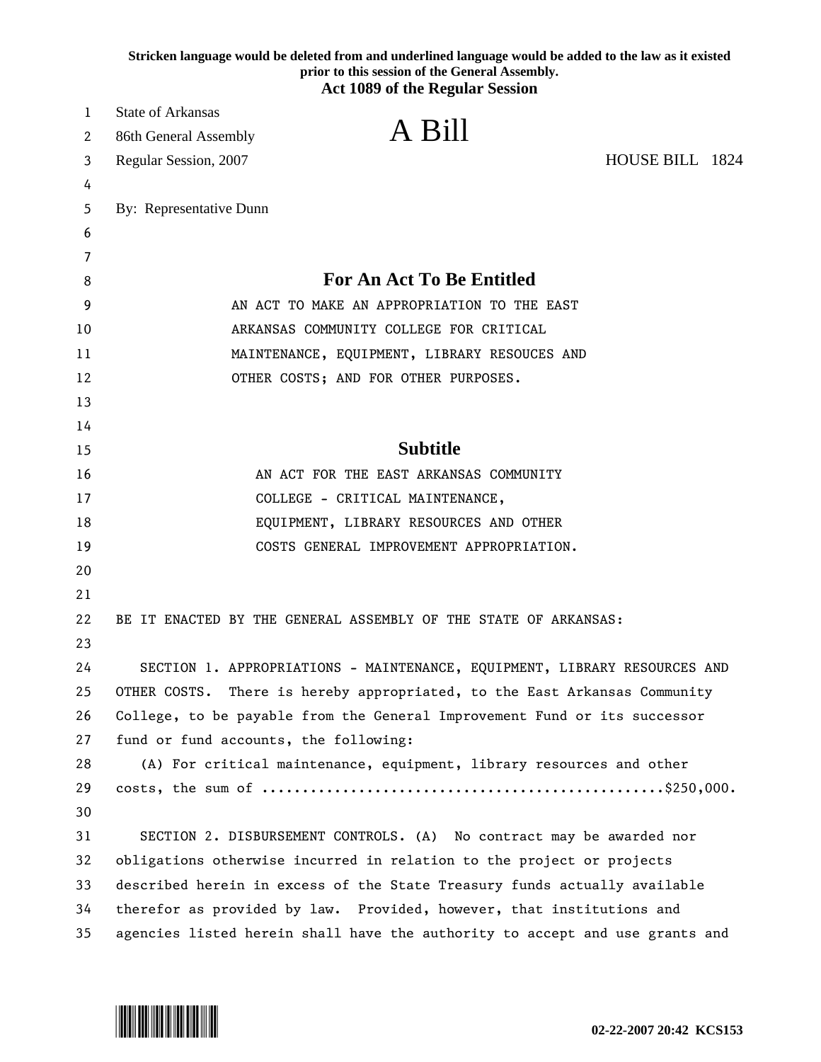**Stricken language would be deleted from and underlined language would be added to the law as it existed prior to this session of the General Assembly.**

**Act 1089 of the Regular Session**

State of Arkansas
86th General Assembly
Regular Session, 2007

# A Bill

HOUSE BILL 1824

By: Representative Dunn

## For An Act To Be Entitled

AN ACT TO MAKE AN APPROPRIATION TO THE EAST ARKANSAS COMMUNITY COLLEGE FOR CRITICAL MAINTENANCE, EQUIPMENT, LIBRARY RESOUCES AND OTHER COSTS; AND FOR OTHER PURPOSES.

## Subtitle

AN ACT FOR THE EAST ARKANSAS COMMUNITY COLLEGE - CRITICAL MAINTENANCE, EQUIPMENT, LIBRARY RESOURCES AND OTHER COSTS GENERAL IMPROVEMENT APPROPRIATION.

BE IT ENACTED BY THE GENERAL ASSEMBLY OF THE STATE OF ARKANSAS:

SECTION 1. APPROPRIATIONS - MAINTENANCE, EQUIPMENT, LIBRARY RESOURCES AND OTHER COSTS. There is hereby appropriated, to the East Arkansas Community College, to be payable from the General Improvement Fund or its successor fund or fund accounts, the following:

(A) For critical maintenance, equipment, library resources and other costs, the sum of ................................................$250,000.

SECTION 2. DISBURSEMENT CONTROLS. (A) No contract may be awarded nor obligations otherwise incurred in relation to the project or projects described herein in excess of the State Treasury funds actually available therefor as provided by law. Provided, however, that institutions and agencies listed herein shall have the authority to accept and use grants and

02-22-2007 20:42 KCS153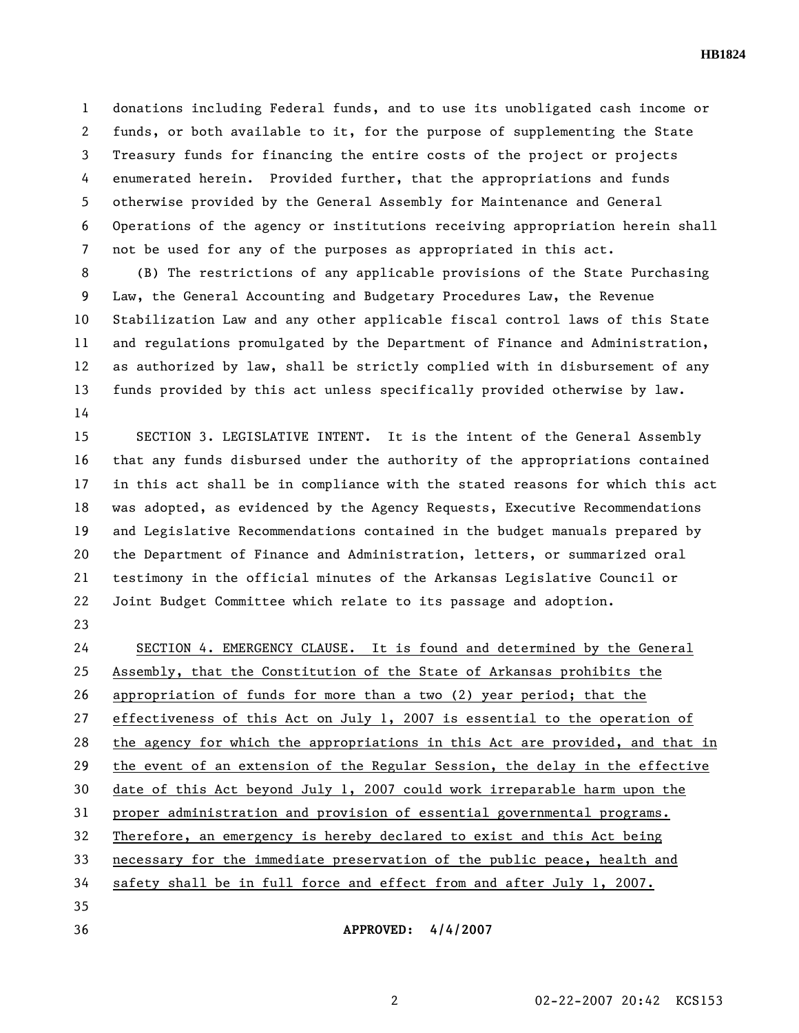donations including Federal funds, and to use its unobligated cash income or funds, or both available to it, for the purpose of supplementing the State Treasury funds for financing the entire costs of the project or projects enumerated herein. Provided further, that the appropriations and funds otherwise provided by the General Assembly for Maintenance and General Operations of the agency or institutions receiving appropriation herein shall not be used for any of the purposes as appropriated in this act.

(B) The restrictions of any applicable provisions of the State Purchasing Law, the General Accounting and Budgetary Procedures Law, the Revenue Stabilization Law and any other applicable fiscal control laws of this State and regulations promulgated by the Department of Finance and Administration, as authorized by law, shall be strictly complied with in disbursement of any funds provided by this act unless specifically provided otherwise by law.

SECTION 3. LEGISLATIVE INTENT. It is the intent of the General Assembly that any funds disbursed under the authority of the appropriations contained in this act shall be in compliance with the stated reasons for which this act was adopted, as evidenced by the Agency Requests, Executive Recommendations and Legislative Recommendations contained in the budget manuals prepared by the Department of Finance and Administration, letters, or summarized oral testimony in the official minutes of the Arkansas Legislative Council or Joint Budget Committee which relate to its passage and adoption.

SECTION 4. EMERGENCY CLAUSE. It is found and determined by the General Assembly, that the Constitution of the State of Arkansas prohibits the appropriation of funds for more than a two (2) year period; that the effectiveness of this Act on July 1, 2007 is essential to the operation of the agency for which the appropriations in this Act are provided, and that in the event of an extension of the Regular Session, the delay in the effective date of this Act beyond July 1, 2007 could work irreparable harm upon the proper administration and provision of essential governmental programs. Therefore, an emergency is hereby declared to exist and this Act being necessary for the immediate preservation of the public peace, health and safety shall be in full force and effect from and after July 1, 2007.

**APPROVED: 4/4/2007**